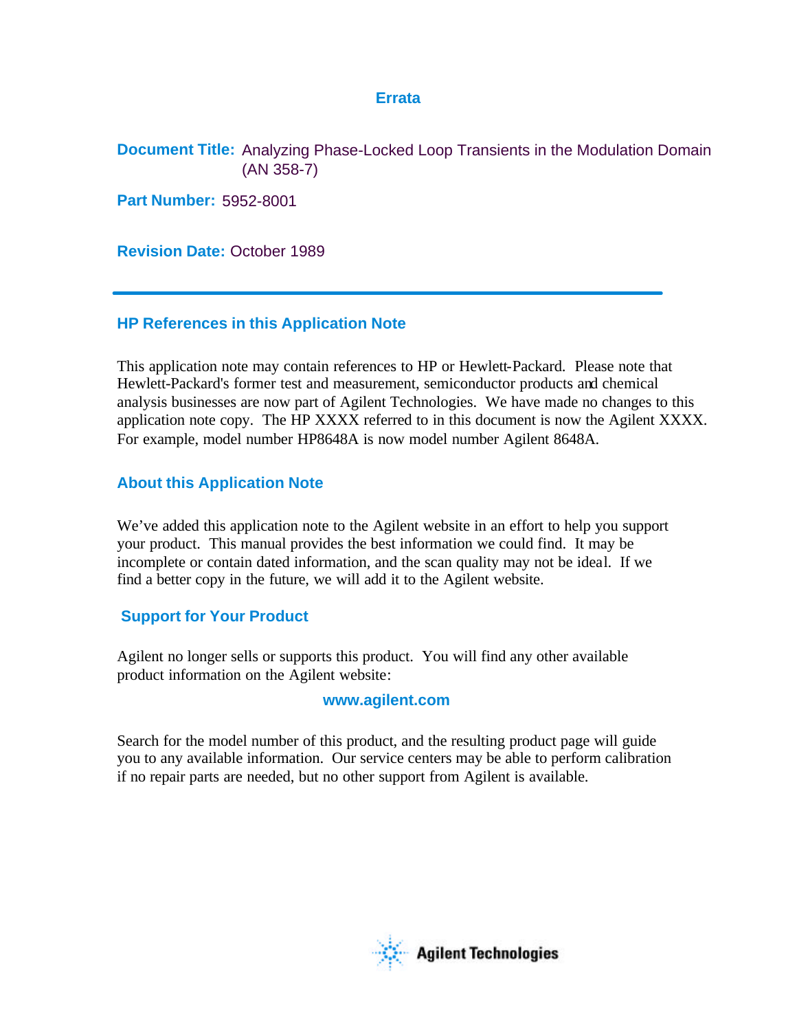# Errata

**Document Title:** Analyzing Phase-Locked Loop Transients in the Modulation Domain (AN 358-7)

**Part Number:** 5952-8001

**Revision Date:** October 1989

---

## HP References in this Application Note

This application note may contain references to HP or Hewlett-Packard. Please note that Hewlett-Packard's former test and measurement, semiconductor products and chemical analysis businesses are now part of Agilent Technologies. We have made no changes to this application note copy. The HP XXXX referred to in this document is now the Agilent XXXX. For example, model number HP8648A is now model number Agilent 8648A.

## About this Application Note

We've added this application note to the Agilent website in an effort to help you support your product. This manual provides the best information we could find. It may be incomplete or contain dated information, and the scan quality may not be ideal. If we find a better copy in the future, we will add it to the Agilent website.

## Support for Your Product

Agilent no longer sells or supports this product. You will find any other available product information on the Agilent website:

**www.agilent.com**

Search for the model number of this product, and the resulting product page will guide you to any available information. Our service centers may be able to perform calibration if no repair parts are needed, but no other support from Agilent is available.

Agilent Technologies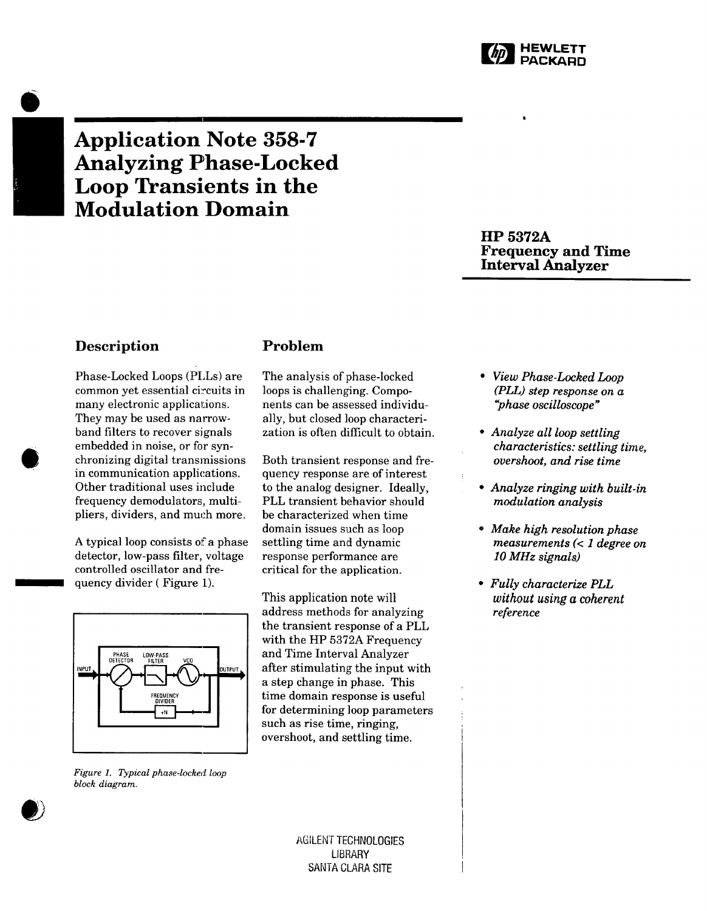# Application Note 358-7 Analyzing Phase-Locked Loop Transients in the Modulation Domain

## HP 5372A Frequency and Time Interval Analyzer

## Description

Phase-Locked Loops (PLLs) are common yet essential circuits in many electronic applications. They may be used as narrow-band filters to recover signals embedded in noise, or for synchronizing digital transmissions in communication applications. Other traditional uses include frequency demodulators, multipliers, dividers, and much more.

A typical loop consists of a phase detector, low-pass filter, voltage controlled oscillator and frequency divider ( Figure 1).

*Figure 1. Typical phase-locked loop block diagram.*

## Problem

The analysis of phase-locked loops is challenging. Components can be assessed individually, but closed loop characterization is often difficult to obtain.

Both transient response and frequency response are of interest to the analog designer. Ideally, PLL transient behavior should be characterized when time domain issues such as loop settling time and dynamic response performance are critical for the application.

This application note will address methods for analyzing the transient response of a PLL with the HP 5372A Frequency and Time Interval Analyzer after stimulating the input with a step change in phase. This time domain response is useful for determining loop parameters such as rise time, ringing, overshoot, and settling time.

- *View Phase-Locked Loop (PLL) step response on a "phase oscilloscope"*
- *Analyze all loop settling characteristics: settling time, overshoot, and rise time*
- *Analyze ringing with built-in modulation analysis*
- *Make high resolution phase measurements (< 1 degree on 10 MHz signals)*
- *Fully characterize PLL without using a coherent reference*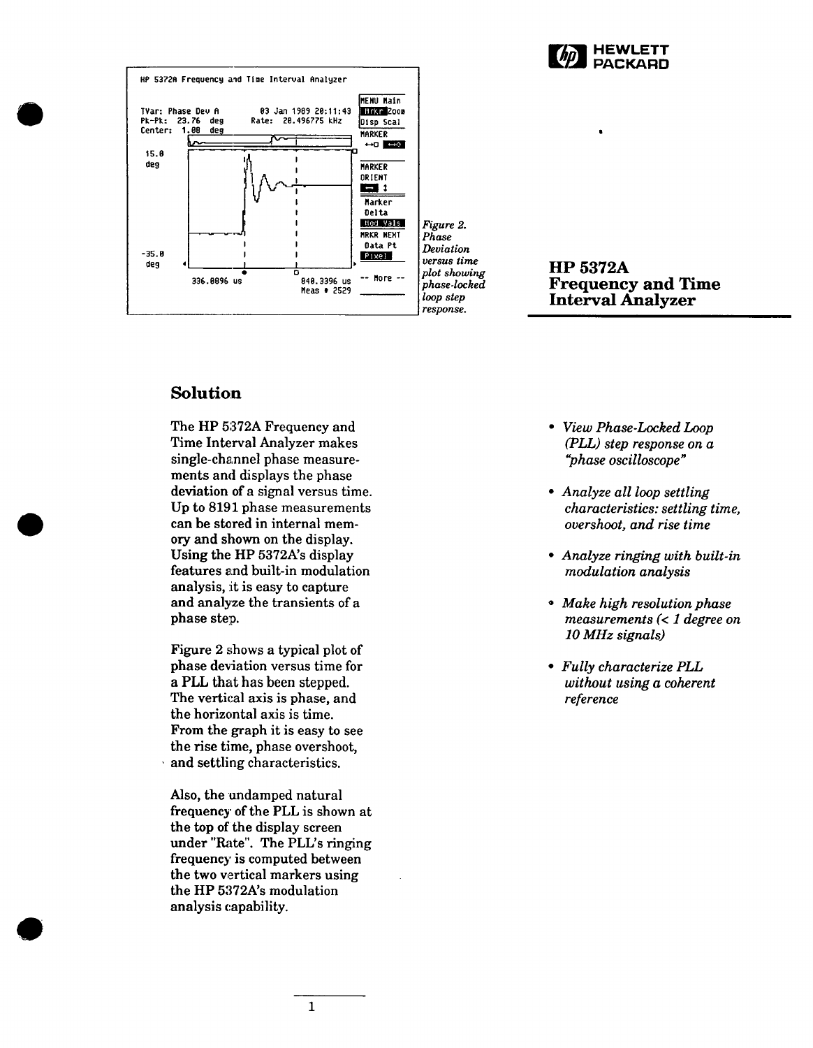Figure 2. Phase Deviation versus time plot showing phase-locked loop step response.

# HP 5372A Frequency and Time Interval Analyzer

## Solution

The HP 5372A Frequency and Time Interval Analyzer makes single-channel phase measurements and displays the phase deviation of a signal versus time. Up to 8191 phase measurements can be stored in internal memory and shown on the display. Using the HP 5372A's display features and built-in modulation analysis, it is easy to capture and analyze the transients of a phase step.

Figure 2 shows a typical plot of phase deviation versus time for a PLL that has been stepped. The vertical axis is phase, and the horizontal axis is time. From the graph it is easy to see the rise time, phase overshoot, and settling characteristics.

Also, the undamped natural frequency of the PLL is shown at the top of the display screen under "Rate". The PLL's ringing frequency is computed between the two vertical markers using the HP 5372A's modulation analysis capability.

- *View Phase-Locked Loop (PLL) step response on a "phase oscilloscope"*
- *Analyze all loop settling characteristics: settling time, overshoot, and rise time*
- *Analyze ringing with built-in modulation analysis*
- *Make high resolution phase measurements (< 1 degree on 10 MHz signals)*
- *Fully characterize PLL without using a coherent reference*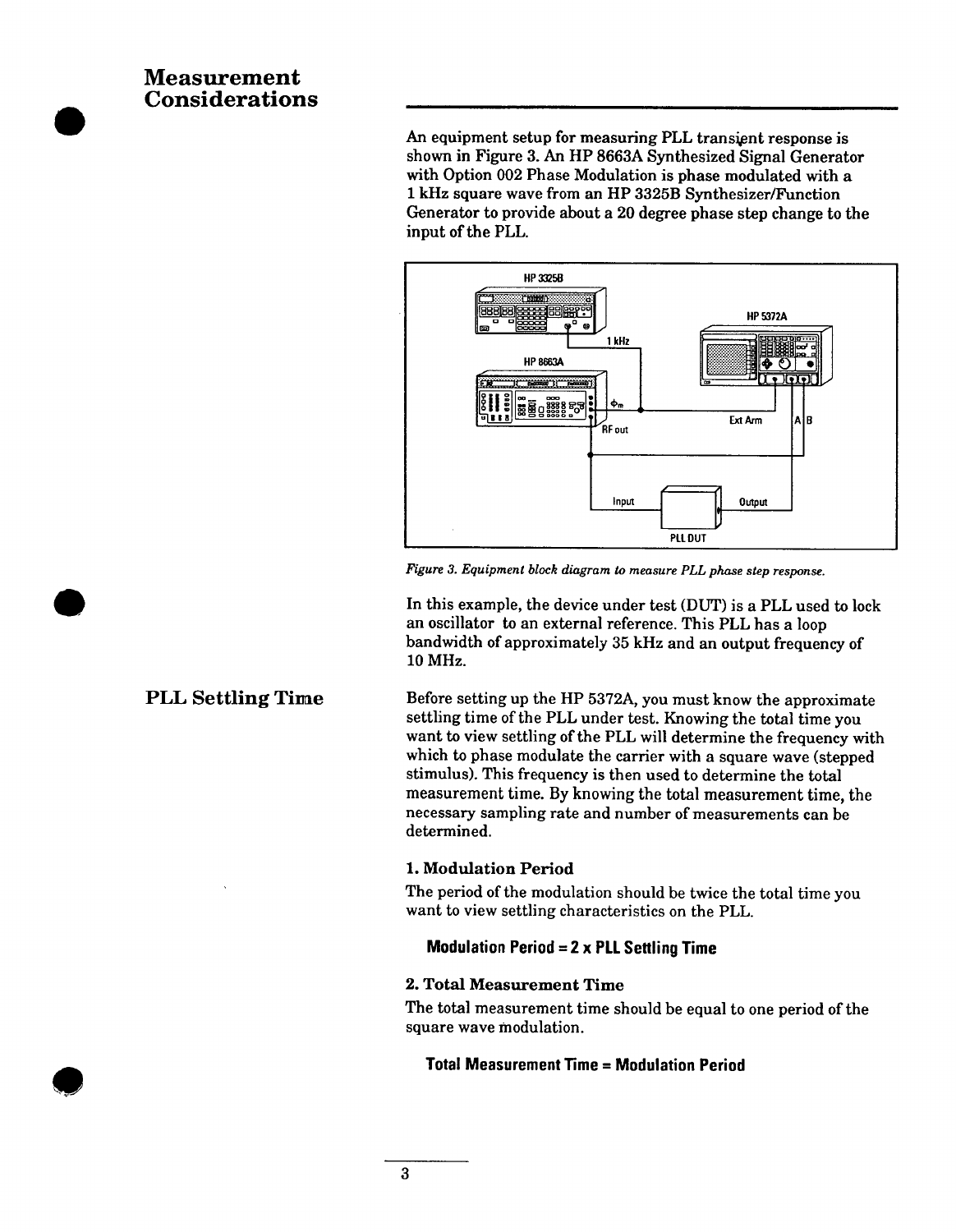## Measurement Considerations

An equipment setup for measuring PLL transient response is shown in Figure 3. An HP 8663A Synthesized Signal Generator with Option 002 Phase Modulation is phase modulated with a 1 kHz square wave from an HP 3325B Synthesizer/Function Generator to provide about a 20 degree phase step change to the input of the PLL.

*Figure 3. Equipment block diagram to measure PLL phase step response.*

In this example, the device under test (DUT) is a PLL used to lock an oscillator to an external reference. This PLL has a loop bandwidth of approximately 35 kHz and an output frequency of 10 MHz.

## PLL Settling Time

Before setting up the HP 5372A, you must know the approximate settling time of the PLL under test. Knowing the total time you want to view settling of the PLL will determine the frequency with which to phase modulate the carrier with a square wave (stepped stimulus). This frequency is then used to determine the total measurement time. By knowing the total measurement time, the necessary sampling rate and number of measurements can be determined.

### 1. Modulation Period

The period of the modulation should be twice the total time you want to view settling characteristics on the PLL.

**Modulation Period = 2 x PLL Settling Time**

### 2. Total Measurement Time

The total measurement time should be equal to one period of the square wave modulation.

**Total Measurement Time = Modulation Period**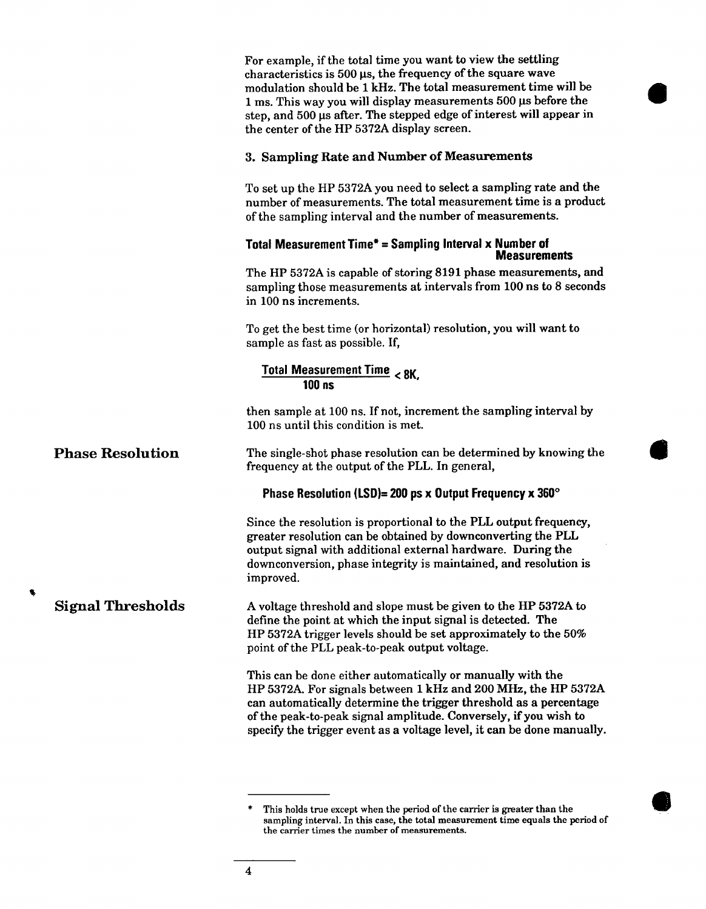For example, if the total time you want to view the settling characteristics is 500 μs, the frequency of the square wave modulation should be 1 kHz. The total measurement time will be 1 ms. This way you will display measurements 500 μs before the step, and 500 μs after. The stepped edge of interest will appear in the center of the HP 5372A display screen.

### 3. Sampling Rate and Number of Measurements

To set up the HP 5372A you need to select a sampling rate and the number of measurements. The total measurement time is a product of the sampling interval and the number of measurements.

**Total Measurement Time* = Sampling Interval x Number of Measurements**

The HP 5372A is capable of storing 8191 phase measurements, and sampling those measurements at intervals from 100 ns to 8 seconds in 100 ns increments.

To get the best time (or horizontal) resolution, you will want to sample as fast as possible. If,

$$\frac{\text{Total Measurement Time}}{100\text{ ns}} < 8\text{K},$$

then sample at 100 ns. If not, increment the sampling interval by 100 ns until this condition is met.

## Phase Resolution

The single-shot phase resolution can be determined by knowing the frequency at the output of the PLL. In general,

**Phase Resolution (LSD)= 200 ps x Output Frequency x 360°**

Since the resolution is proportional to the PLL output frequency, greater resolution can be obtained by downconverting the PLL output signal with additional external hardware. During the downconversion, phase integrity is maintained, and resolution is improved.

## Signal Thresholds

A voltage threshold and slope must be given to the HP 5372A to define the point at which the input signal is detected. The HP 5372A trigger levels should be set approximately to the 50% point of the PLL peak-to-peak output voltage.

This can be done either automatically or manually with the HP 5372A. For signals between 1 kHz and 200 MHz, the HP 5372A can automatically determine the trigger threshold as a percentage of the peak-to-peak signal amplitude. Conversely, if you wish to specify the trigger event as a voltage level, it can be done manually.

---

* This holds true except when the period of the carrier is greater than the sampling interval. In this case, the total measurement time equals the period of the carrier times the number of measurements.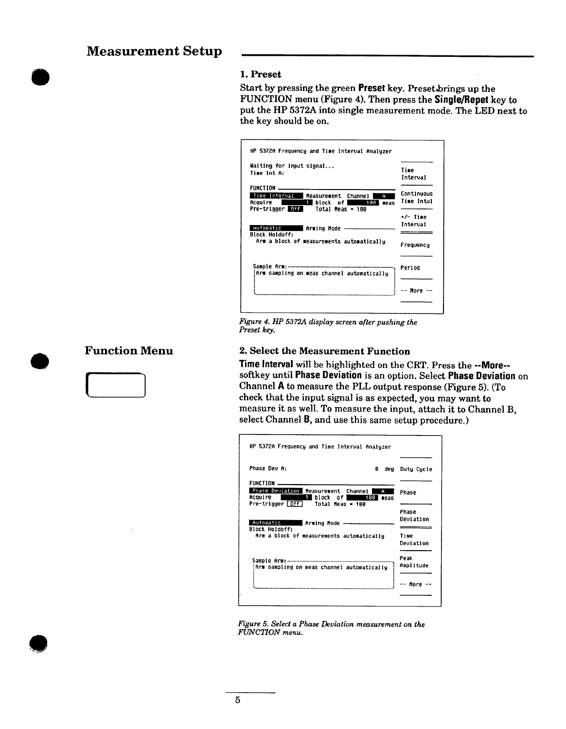# Measurement Setup

### 1. Preset

Start by pressing the green **Preset** key. Preset brings up the FUNCTION menu (Figure 4). Then press the **Single/Repet** key to put the HP 5372A into single measurement mode. The LED next to the key should be on.

```
HP 5372A Frequency and Time Interval Analyzer

Waiting for input signal...                                  Time
Time Int A:                                                  Interval

FUNCTION ----------------------------------------------
Time Interval  Measurement  Channel  A                       Continuous
Acquire      1  block  of    100  meas                       Time Intvl
Pre-trigger  Off   Total Meas = 100
                                                             +/- Time
                                                             Interval
Automatic     Arming Mode ---------------
Block Holdoff:
  Arm a block of measurements automatically                  Frequency

  Sample Arm: -------------------------------                Period
  Arm sampling on meas channel automatically

                                                             -- More --
```

*Figure 4. HP 5372A display screen after pushing the Preset key.*

## Function Menu

### 2. Select the Measurement Function

**Time Interval** will be highlighted on the CRT. Press the **--More--** softkey until **Phase Deviation** is an option. Select **Phase Deviation** on Channel **A** to measure the PLL output response (Figure 5). (To check that the input signal is as expected, you may want to measure it as well. To measure the input, attach it to Channel B, select Channel **B**, and use this same setup procedure.)

```
HP 5372A Frequency and Time Interval Analyzer

Phase Dev A:                                  0  deg         Duty Cycle

FUNCTION ----------------------------------------------
Phase Deviation  Measurement  Channel  A                     Phase
Acquire      1  block  of    100  meas
Pre-trigger  Off   Total Meas = 100
                                                             Phase
                                                             Deviation
Automatic     Arming Mode ---------------
Block Holdoff:
  Arm a block of measurements automatically                  Time
                                                             Deviation

 Sample Arm: -------------------------------                 Peak
 Arm sampling on meas channel automatically                  Amplitude

                                                             -- More --
```

*Figure 5. Select a Phase Deviation measurement on the FUNCTION menu.*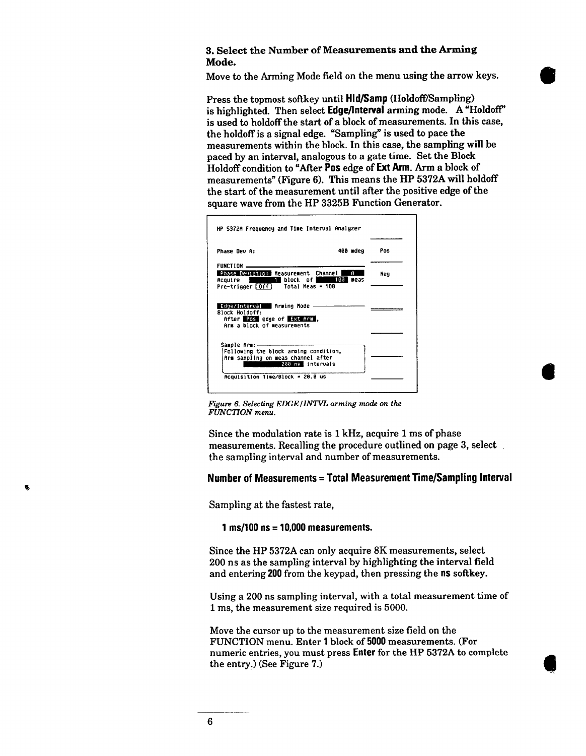### 3. Select the Number of Measurements and the Arming Mode.

Move to the Arming Mode field on the menu using the arrow keys.

Press the topmost softkey until **Hld/Samp** (Holdoff/Sampling) is highlighted. Then select **Edge/Interval** arming mode. A "Holdoff" is used to holdoff the start of a block of measurements. In this case, the holdoff is a signal edge. "Sampling" is used to pace the measurements within the block. In this case, the sampling will be paced by an interval, analogous to a gate time. Set the Block Holdoff condition to "After **Pos** edge of **Ext Arm**. Arm a block of measurements" (Figure 6). This means the HP 5372A will holdoff the start of the measurement until after the positive edge of the square wave from the HP 3325B Function Generator.

```
HP 5372A Frequency and Time Interval Analyzer

Phase Dev A:                          400 mdeg      Pos

FUNCTION ------------------------------------
Phase Deviation Measurement  Channel  A             Neg
Acquire        1 block  of       100 meas
Pre-trigger Off    Total Meas = 100

Edge/Interval  Arming Mode ------------------
Block Holdoff:
  After Pos edge of Ext Arm,
  Arm a block of measurements

  Sample Arm: -------------------------------
  Following the block arming condition,
  Arm sampling on meas channel after
              200 ns intervals

  Acquisition Time/Block = 20.0 us
```

*Figure 6. Selecting EDGE/INTVL arming mode on the FUNCTION menu.*

Since the modulation rate is 1 kHz, acquire 1 ms of phase measurements. Recalling the procedure outlined on page 3, select the sampling interval and number of measurements.

**Number of Measurements = Total Measurement Time/Sampling Interval**

Sampling at the fastest rate,

**1 ms/100 ns = 10,000 measurements.**

Since the HP 5372A can only acquire 8K measurements, select 200 ns as the sampling interval by highlighting the interval field and entering **200** from the keypad, then pressing the **ns** softkey.

Using a 200 ns sampling interval, with a total measurement time of 1 ms, the measurement size required is 5000.

Move the cursor up to the measurement size field on the FUNCTION menu. Enter **1** block of **5000** measurements. (For numeric entries, you must press **Enter** for the HP 5372A to complete the entry.) (See Figure 7.)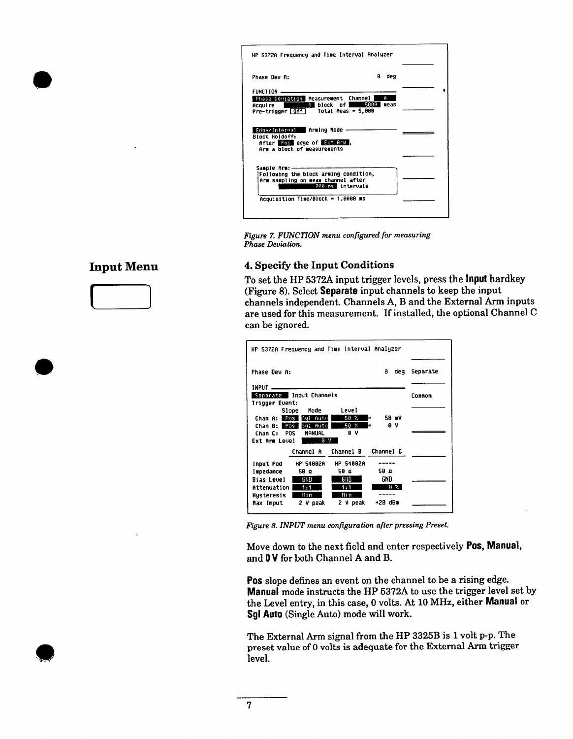```
HP 5372A Frequency and Time Interval Analyzer

Phase Dev A:                                    0 deg

FUNCTION ──────────────────────────────────────────
[Phase Deviation] Measurement  Channel [ A ]
Acquire [      1] block  of  [   5000] meas
Pre-trigger [Off]   Total Meas = 5,000

[Edge/Interval] Arming Mode ───────────────────────
Block Holdoff:
  After [Pos] edge of [Ext Arm],
  Arm a block of measurements

 Sample Arm: ──────────────────────────────────
 Following the block arming condition,
 Arm sampling on meas channel after
 [             200 ns] intervals

 Acquisition Time/Block = 1.0000 ms
```

*Figure 7. FUNCTION menu configured for measuring Phase Deviation.*

## Input Menu

### 4. Specify the Input Conditions

To set the HP 5372A input trigger levels, press the **Input** hardkey (Figure 8). Select **Separate** input channels to keep the input channels independent. Channels A, B and the External Arm inputs are used for this measurement. If installed, the optional Channel C can be ignored.

```
HP 5372A Frequency and Time Interval Analyzer

Phase Dev A:                              0 deg    Separate

INPUT ─────────────────────────────────────────
[Separate] Input Channels                           Common
Trigger Event:
          Slope   Mode       Level
 Chan A: [Pos] [Sgl Auto] [  50 %  ]=   50 mV
 Chan B: [Pos] [Sgl Auto] [  50 %  ]=    0 V
 Chan C:  POS   MANUAL       0 V
Ext Arm Level [   0 V   ]

              Channel A    Channel B    Channel C

Input Pod     HP 54002A    HP 54002A    -----
Impedance      50 Ω         50 Ω         50 Ω
Bias Level    [ GND ]      [ GND ]       GND
Attenuation   [ 1:1 ]      [ 1:1 ]      [ 0 % ]
Hysteresis    [ Min ]      [ Min ]       -----
Max Input     2 V peak     2 V peak     +20 dBm
```

*Figure 8. INPUT menu configuration after pressing Preset.*

Move down to the next field and enter respectively **Pos, Manual,** and **0 V** for both Channel A and B.

**Pos** slope defines an event on the channel to be a rising edge. **Manual** mode instructs the HP 5372A to use the trigger level set by the Level entry, in this case, 0 volts. At 10 MHz, either **Manual** or **Sgl Auto** (Single Auto) mode will work.

The External Arm signal from the HP 3325B is 1 volt p-p. The preset value of 0 volts is adequate for the External Arm trigger level.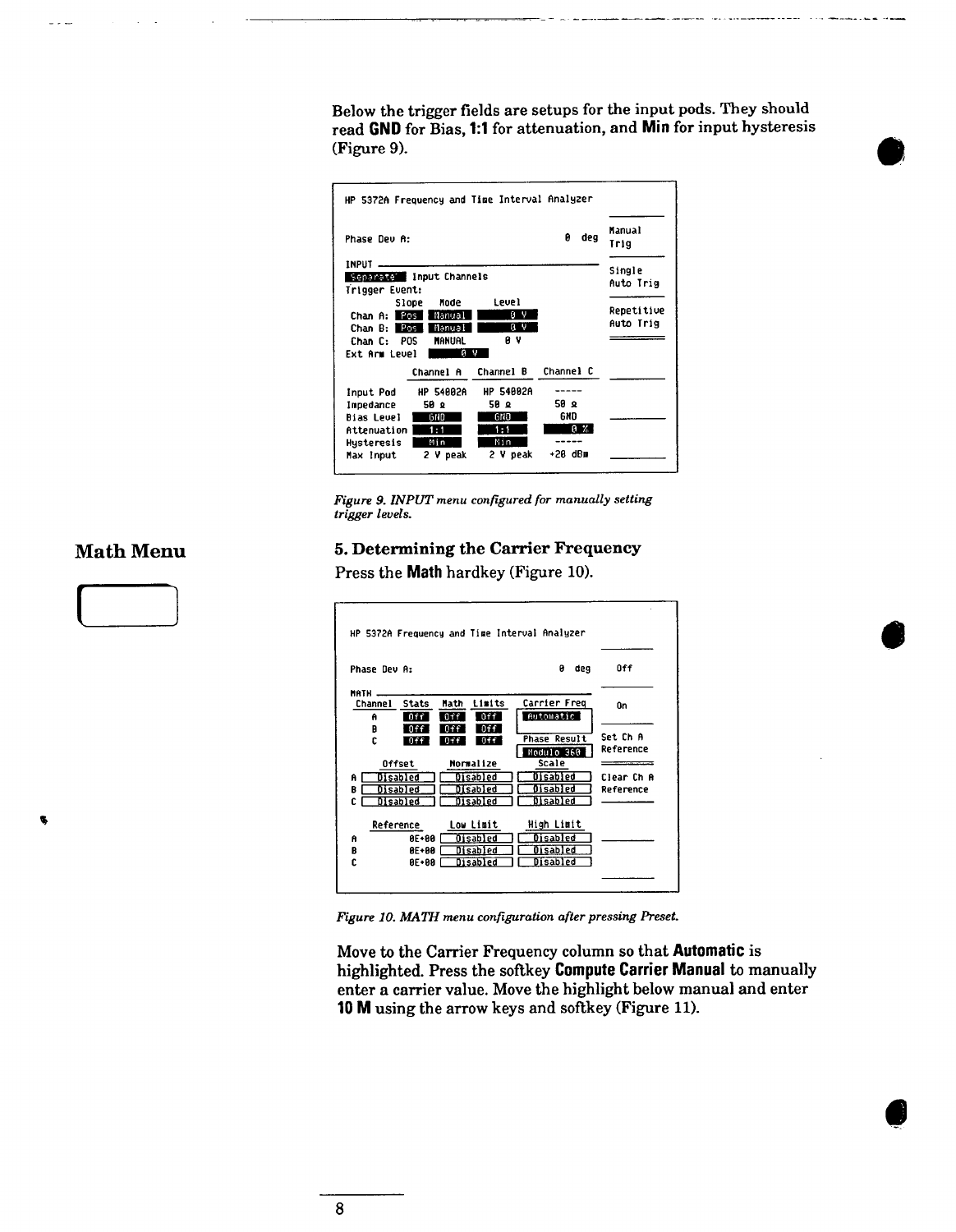Below the trigger fields are setups for the input pods. They should read **GND** for Bias, **1:1** for attenuation, and **Min** for input hysteresis (Figure 9).

```
HP 5372A Frequency and Time Interval Analyzer

Phase Dev A:                                  0 deg      Manual
                                                         Trig
INPUT
Separate  Input Channels                                 Single
Trigger Event:                                           Auto Trig
        Slope   Mode     Level
Chan A: Pos     Manual   0 V                             Repetitive
Chan B: Pos     Manual   0 V                             Auto Trig
Chan C: POS     MANUAL   0 V
Ext Arm Level   0 V

            Channel A    Channel B    Channel C

Input Pod   HP 54002A    HP 54002A    -----
Impedance   50 Ω         50 Ω         50 Ω
Bias Level  GND          GND          GND
Attenuation 1:1          1:1          0 %
Hysteresis  Min          Min          -----
Max Input   2 V peak     2 V peak     +20 dBm
```

*Figure 9. INPUT menu configured for manually setting trigger levels.*

## Math Menu

### 5. Determining the Carrier Frequency

Press the **Math** hardkey (Figure 10).

```
HP 5372A Frequency and Time Interval Analyzer

Phase Dev A:                                  0 deg      Off

MATH
Channel  Stats  Math  Limits    Carrier Freq             On
  A      Off    Off   Off       Automatic
  B      Off    Off   Off
  C      Off    Off   Off       Phase Result             Set Ch A
                                Modulo 360               Reference
    Offset        Normalize       Scale
A [ Disabled ]  [ Disabled ]  [ Disabled ]               Clear Ch A
B [ Disabled ]  [ Disabled ]  [ Disabled ]               Reference
C [ Disabled ]  [ Disabled ]  [ Disabled ]

    Reference     Low Limit       High Limit
A   0E+00       [ Disabled ]  [ Disabled ]
B   0E+00       [ Disabled ]  [ Disabled ]
C   0E+00       [ Disabled ]  [ Disabled ]
```

*Figure 10. MATH menu configuration after pressing Preset.*

Move to the Carrier Frequency column so that **Automatic** is highlighted. Press the softkey **Compute Carrier Manual** to manually enter a carrier value. Move the highlight below manual and enter **10 M** using the arrow keys and softkey (Figure 11).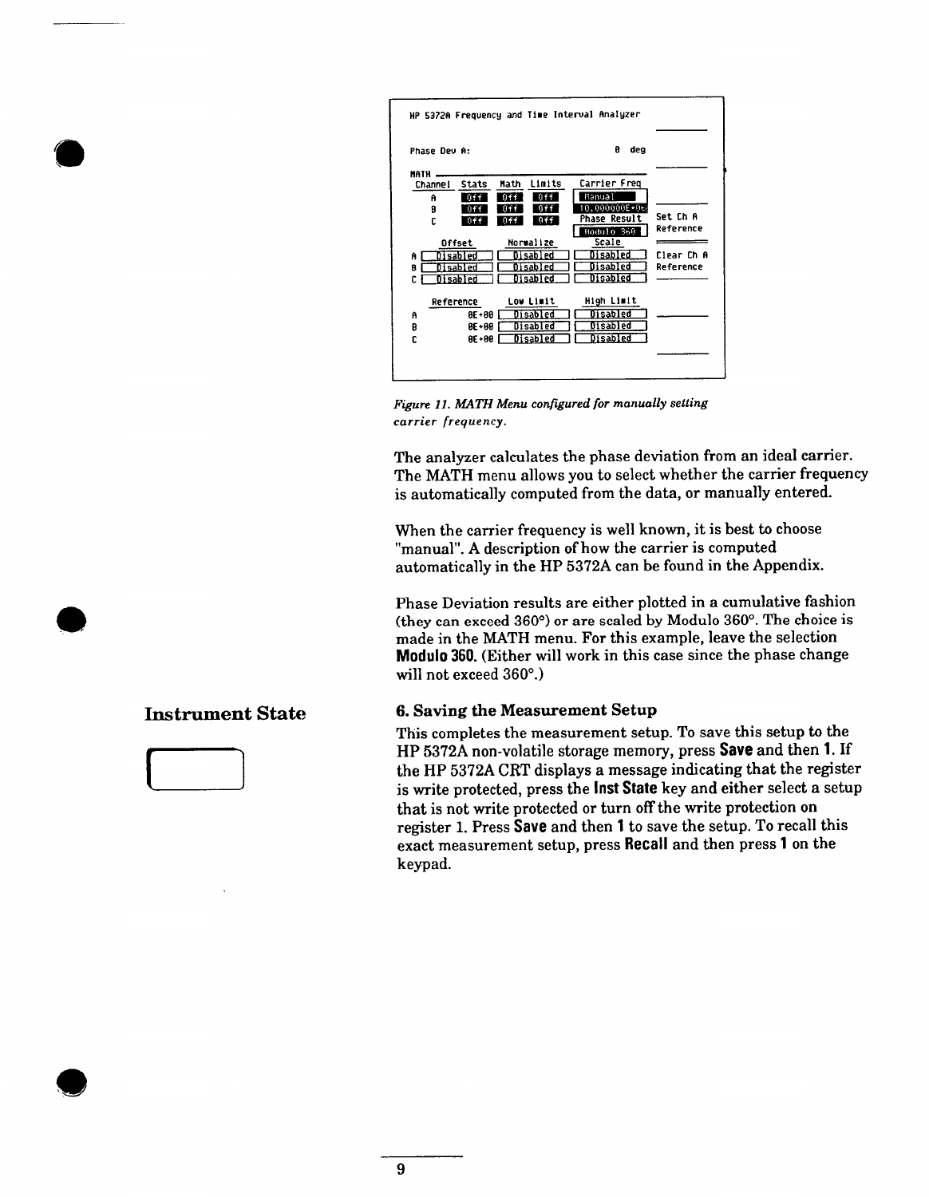```
HP 5372A Frequency and Time Interval Analyzer

Phase Dev A:                                    0 deg

MATH
Channel  Stats  Math  Limits   Carrier Freq
   A      Off    Off   Off     [ Manual       ]
   B      Off    Off   Off     [ 10.000000E+06]
   C      Off    Off   Off      Phase Result        Set Ch A
                               [ Modulo 360   ]     Reference
     Offset        Normalize        Scale
A [ Disabled ]  [ Disabled ]  [ Disabled ]          Clear Ch A
B [ Disabled ]  [ Disabled ]  [ Disabled ]          Reference
C [ Disabled ]  [ Disabled ]  [ Disabled ]

     Reference     Low Limit       High Limit
A      0E+00    [ Disabled ]  [ Disabled ]
B      0E+00    [ Disabled ]  [ Disabled ]
C      0E+00    [ Disabled ]  [ Disabled ]
```

*Figure 11. MATH Menu configured for manually setting carrier frequency.*

The analyzer calculates the phase deviation from an ideal carrier. The MATH menu allows you to select whether the carrier frequency is automatically computed from the data, or manually entered.

When the carrier frequency is well known, it is best to choose "manual". A description of how the carrier is computed automatically in the HP 5372A can be found in the Appendix.

Phase Deviation results are either plotted in a cumulative fashion (they can exceed 360°) or are scaled by Modulo 360°. The choice is made in the MATH menu. For this example, leave the selection **Modulo 360**. (Either will work in this case since the phase change will not exceed 360°.)

## Instrument State

### 6. Saving the Measurement Setup

This completes the measurement setup. To save this setup to the HP 5372A non-volatile storage memory, press **Save** and then **1**. If the HP 5372A CRT displays a message indicating that the register is write protected, press the **Inst State** key and either select a setup that is not write protected or turn off the write protection on register 1. Press **Save** and then **1** to save the setup. To recall this exact measurement setup, press **Recall** and then press **1** on the keypad.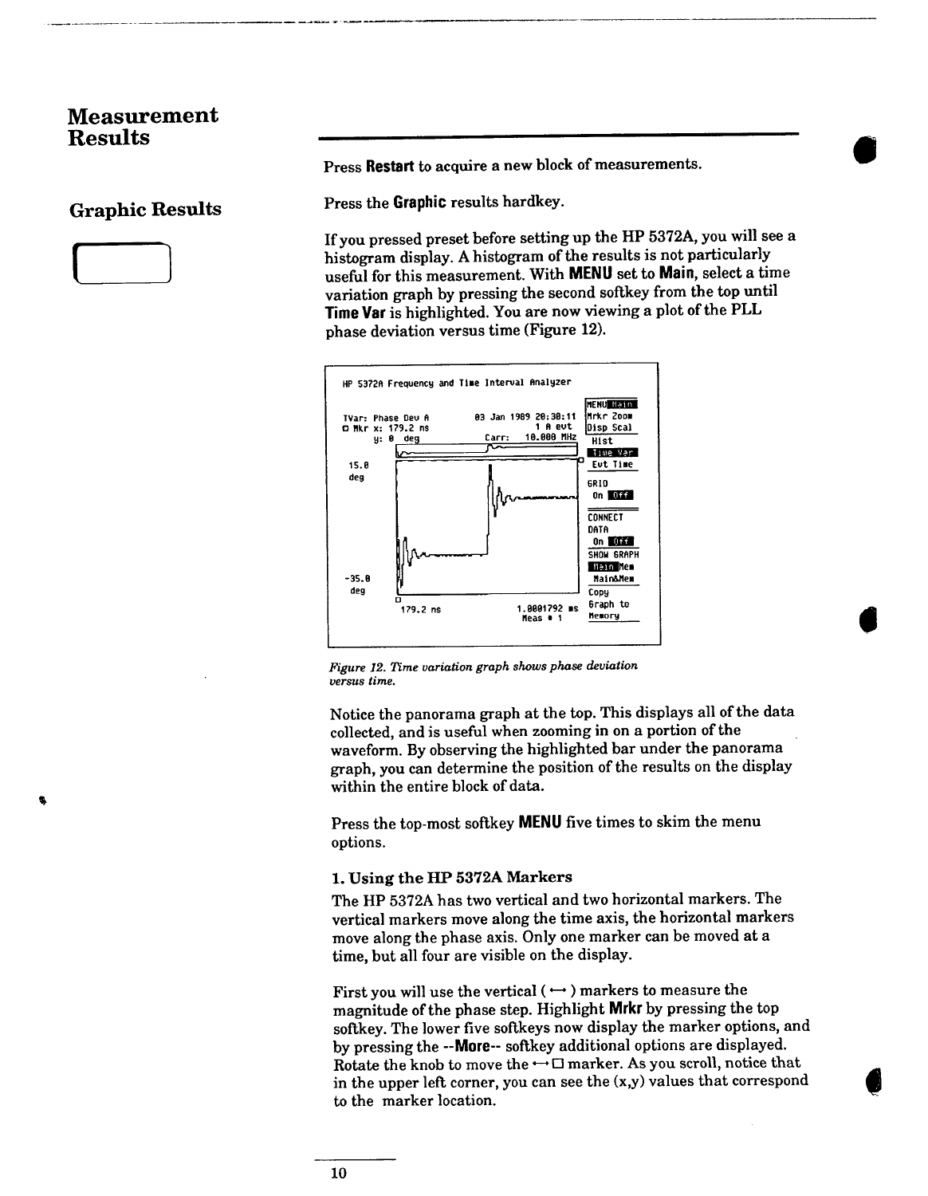# Measurement Results

Press **Restart** to acquire a new block of measurements.

## Graphic Results

Press the **Graphic** results hardkey.

If you pressed preset before setting up the HP 5372A, you will see a histogram display. A histogram of the results is not particularly useful for this measurement. With **MENU** set to **Main**, select a time variation graph by pressing the second softkey from the top until **Time Var** is highlighted. You are now viewing a plot of the PLL phase deviation versus time (Figure 12).

```
HP 5372A Frequency and Time Interval Analyzer

                                                    MENU Main
TVar: Phase Dev A        03 Jan 1989 20:30:11      Mrkr Zoom
□ Mkr x: 179.2 ns                     1 A evt      Disp Scal
      y: 0 deg           Carr:   10.000 MHz        Hist
                                                   Time Var
15.0                                               Evt Time
deg
                                                   GRID
                                                   On Off

                                                   CONNECT
                                                   DATA
                                                   On Off
                                                   SHOW GRAPH
                                                   Main Mem
-35.0                                              Main&Mem
deg                                                Copy
       179.2 ns               1.0001792 ms         Graph to
                              Meas # 1             Memory
```

*Figure 12. Time variation graph shows phase deviation versus time.*

Notice the panorama graph at the top. This displays all of the data collected, and is useful when zooming in on a portion of the waveform. By observing the highlighted bar under the panorama graph, you can determine the position of the results on the display within the entire block of data.

Press the top-most softkey **MENU** five times to skim the menu options.

### 1. Using the HP 5372A Markers

The HP 5372A has two vertical and two horizontal markers. The vertical markers move along the time axis, the horizontal markers move along the phase axis. Only one marker can be moved at a time, but all four are visible on the display.

First you will use the vertical ( ⟷ ) markers to measure the magnitude of the phase step. Highlight **Mrkr** by pressing the top softkey. The lower five softkeys now display the marker options, and by pressing the **--More--** softkey additional options are displayed. Rotate the knob to move the ⟷ □ marker. As you scroll, notice that in the upper left corner, you can see the (x,y) values that correspond to the marker location.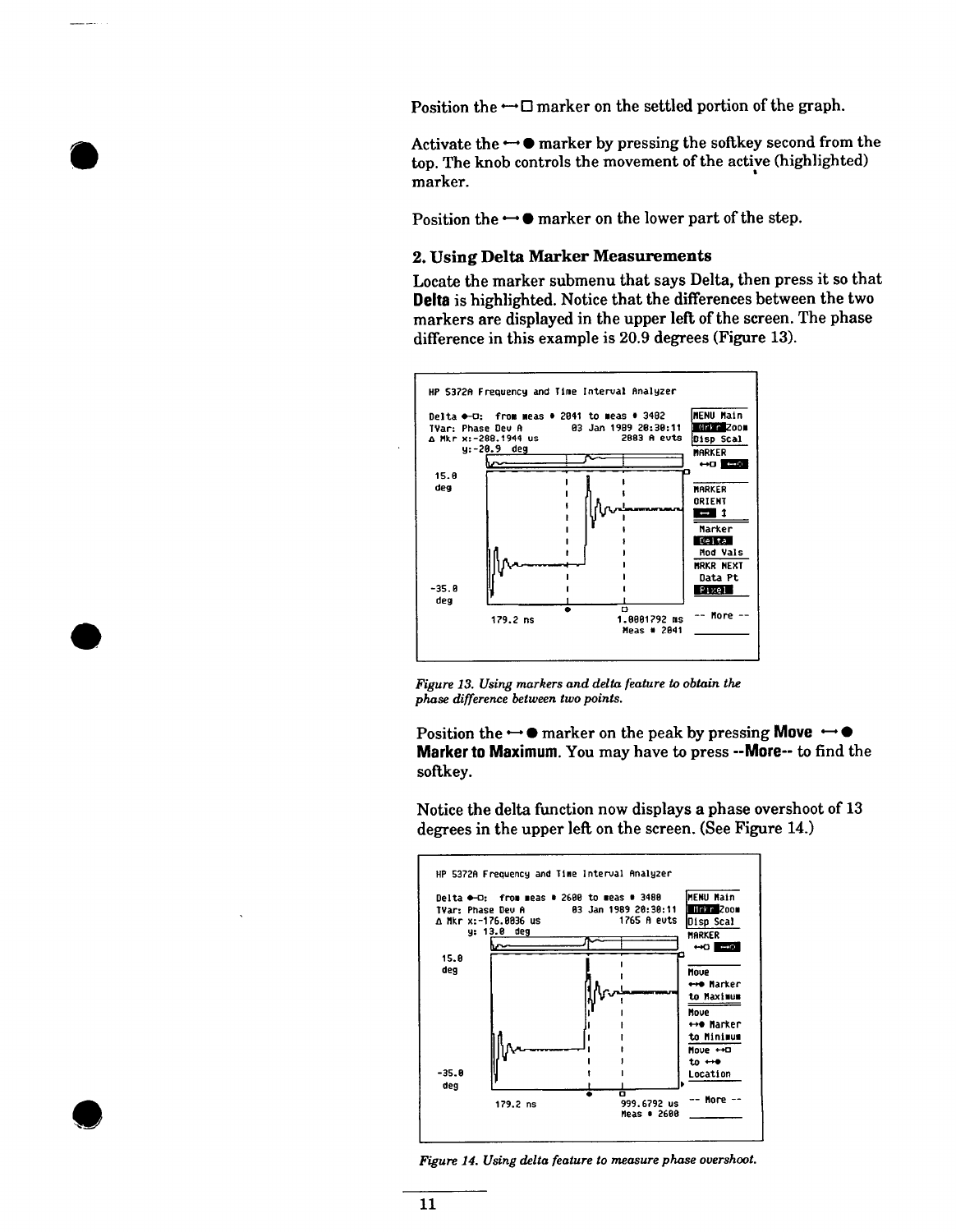Position the ⟷□ marker on the settled portion of the graph.

Activate the ⟷● marker by pressing the softkey second from the top. The knob controls the movement of the active (highlighted) marker.

Position the ⟷● marker on the lower part of the step.

### 2. Using Delta Marker Measurements

Locate the marker submenu that says Delta, then press it so that **Delta** is highlighted. Notice that the differences between the two markers are displayed in the upper left of the screen. The phase difference in this example is 20.9 degrees (Figure 13).

*Figure 13. Using markers and delta feature to obtain the phase difference between two points.*

Position the ⟷● marker on the peak by pressing **Move ⟷● Marker to Maximum**. You may have to press **--More--** to find the softkey.

Notice the delta function now displays a phase overshoot of 13 degrees in the upper left on the screen. (See Figure 14.)

*Figure 14. Using delta feature to measure phase overshoot.*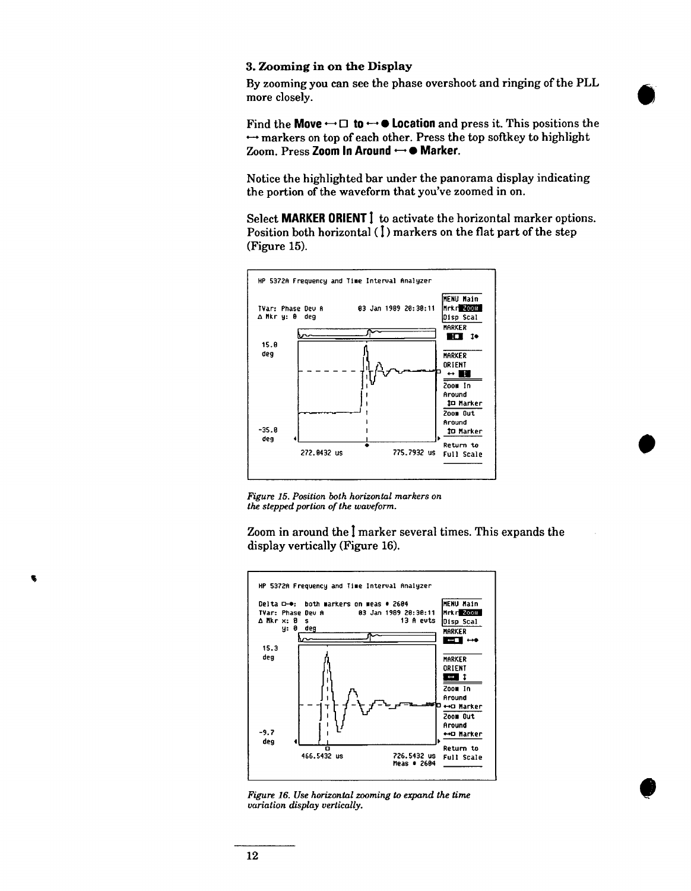### 3. Zooming in on the Display

By zooming you can see the phase overshoot and ringing of the PLL more closely.

Find the **Move ⟷ □ to ⟷ ● Location** and press it. This positions the ⟷ markers on top of each other. Press the top softkey to highlight Zoom. Press **Zoom In Around ⟷ ● Marker.**

Notice the highlighted bar under the panorama display indicating the portion of the waveform that you've zoomed in on.

Select **MARKER ORIENT ↕** to activate the horizontal marker options. Position both horizontal (↕) markers on the flat part of the step (Figure 15).

*Figure 15. Position both horizontal markers on the stepped portion of the waveform.*

Zoom in around the ↕ marker several times. This expands the display vertically (Figure 16).

*Figure 16. Use horizontal zooming to expand the time variation display vertically.*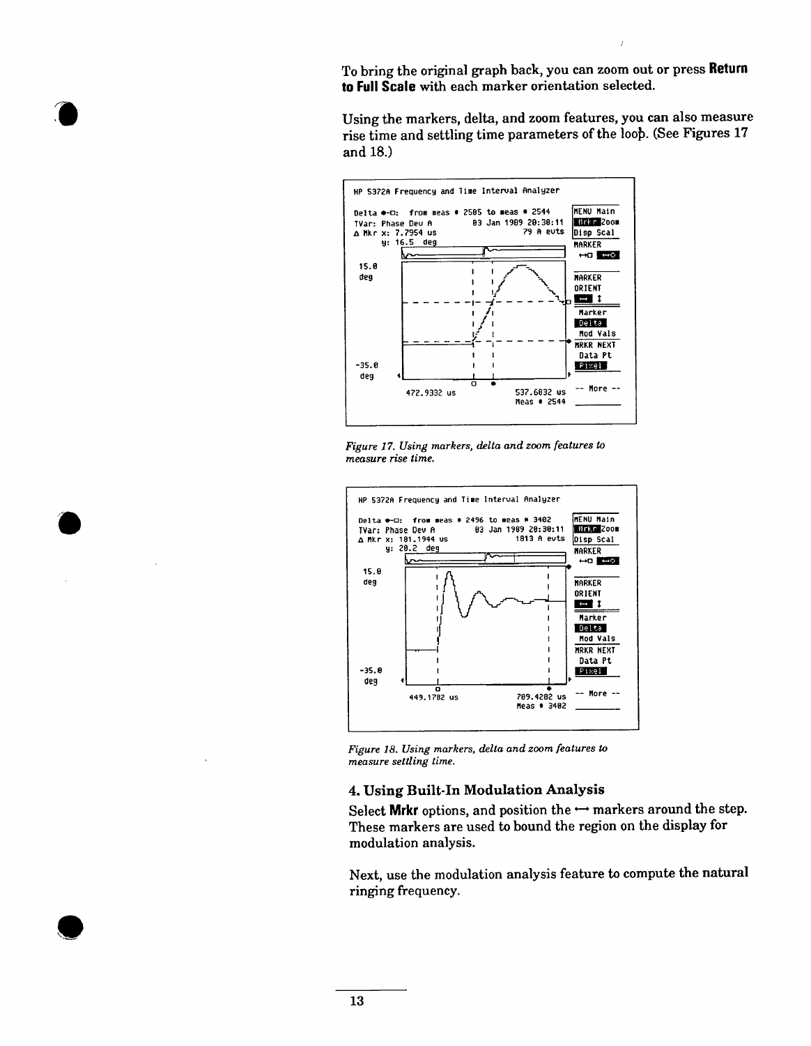To bring the original graph back, you can zoom out or press **Return to Full Scale** with each marker orientation selected.

Using the markers, delta, and zoom features, you can also measure rise time and settling time parameters of the loop. (See Figures 17 and 18.)

```
HP 5372A Frequency and Time Interval Analyzer

Delta ●-□:  from meas # 2505 to meas # 2544       MENU Main
TVar: Phase Dev A          03 Jan 1989 20:30:11   Mrkr Zoom
Δ Mkr x: 7.7954 us                 79 A evts      Disp Scal
      y: 16.5  deg                                MARKER
                                                  MARKER
15.0                                              ORIENT
deg                                               Marker
                                                  Delta
                                                  Mod Vals
                                                  MRKR NEXT
-35.0                                             Data Pt
deg                                               Pixel

       472.9332 us               537.6832 us      -- More --
                                 Meas # 2544
```

*Figure 17. Using markers, delta and zoom features to measure rise time.*

```
HP 5372A Frequency and Time Interval Analyzer

Delta ●-□:  from meas # 2496 to meas # 3402       MENU Main
TVar: Phase Dev A          03 Jan 1989 20:30:11   Mrkr Zoom
Δ Mkr x: 181.1944 us               1813 A evts    Disp Scal
      y: 20.2  deg                                MARKER
                                                  MARKER
15.0                                              ORIENT
deg                                               Marker
                                                  Delta
                                                  Mod Vals
                                                  MRKR NEXT
-35.0                                             Data Pt
deg                                               Pixel

       449.1782 us               709.4282 us      -- More --
                                 Meas # 3402
```

*Figure 18. Using markers, delta and zoom features to measure settling time.*

### 4. Using Built-In Modulation Analysis

Select **Mrkr** options, and position the ⟷ markers around the step. These markers are used to bound the region on the display for modulation analysis.

Next, use the modulation analysis feature to compute the natural ringing frequency.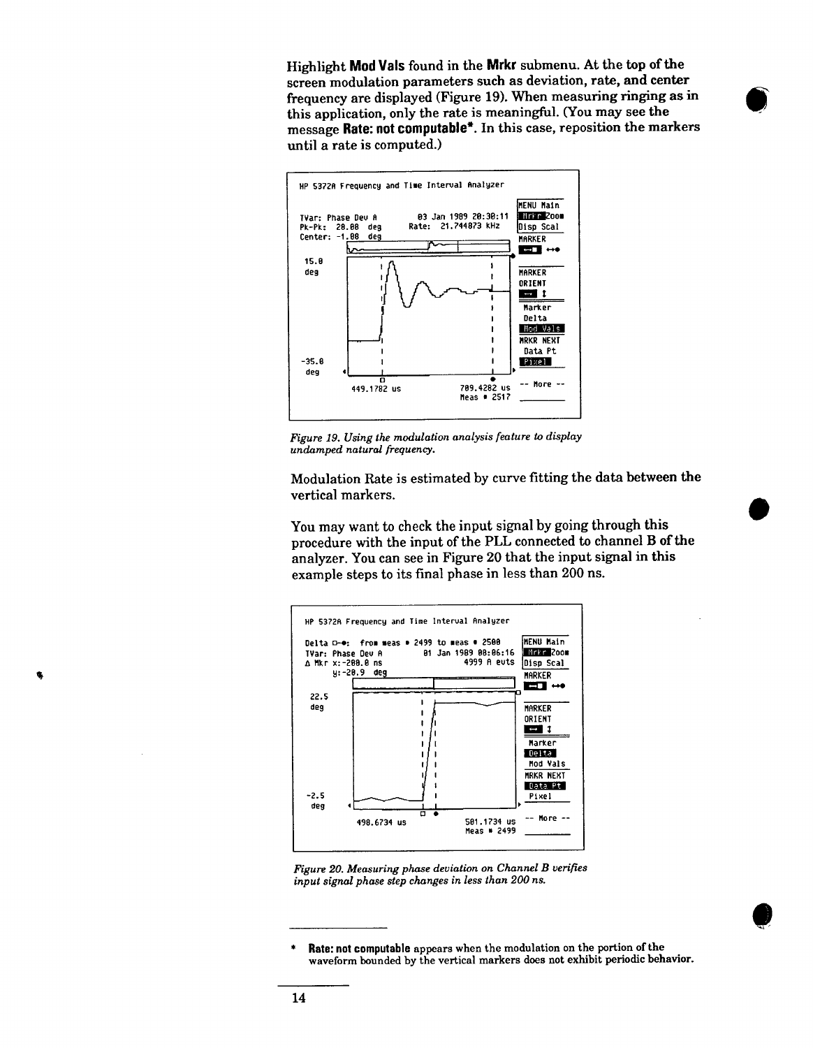Highlight **Mod Vals** found in the **Mrkr** submenu. At the top of the screen modulation parameters such as deviation, rate, and center frequency are displayed (Figure 19). When measuring ringing as in this application, only the rate is meaningful. (You may see the message **Rate: not computable***. In this case, reposition the markers until a rate is computed.)

*Figure 19. Using the modulation analysis feature to display undamped natural frequency.*

Modulation Rate is estimated by curve fitting the data between the vertical markers.

You may want to check the input signal by going through this procedure with the input of the PLL connected to channel B of the analyzer. You can see in Figure 20 that the input signal in this example steps to its final phase in less than 200 ns.

*Figure 20. Measuring phase deviation on Channel B verifies input signal phase step changes in less than 200 ns.*

---

\* **Rate: not computable** appears when the modulation on the portion of the waveform bounded by the vertical markers does not exhibit periodic behavior.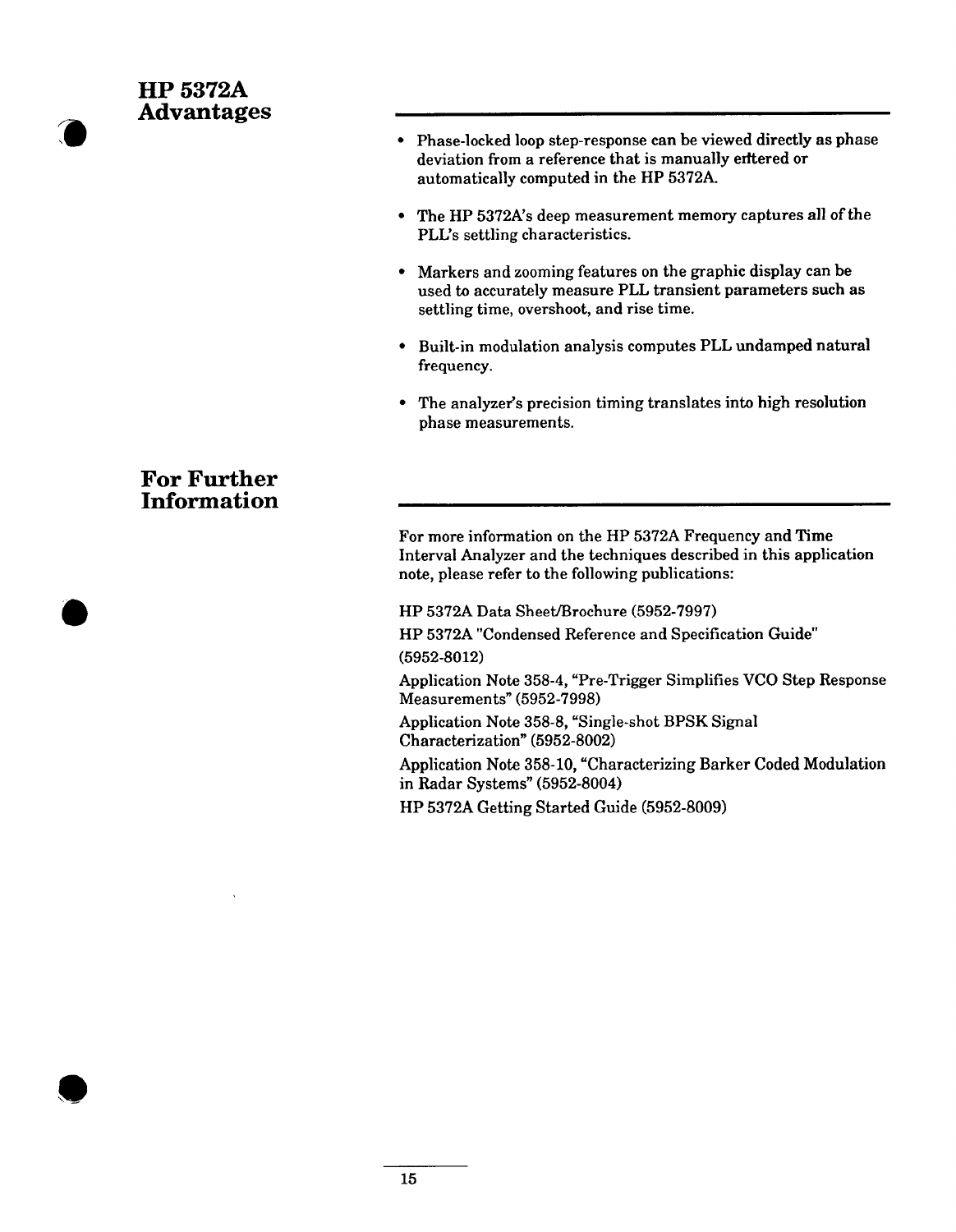## HP 5372A Advantages

- Phase-locked loop step-response can be viewed directly as phase deviation from a reference that is manually entered or automatically computed in the HP 5372A.
- The HP 5372A's deep measurement memory captures all of the PLL's settling characteristics.
- Markers and zooming features on the graphic display can be used to accurately measure PLL transient parameters such as settling time, overshoot, and rise time.
- Built-in modulation analysis computes PLL undamped natural frequency.
- The analyzer's precision timing translates into high resolution phase measurements.

## For Further Information

For more information on the HP 5372A Frequency and Time Interval Analyzer and the techniques described in this application note, please refer to the following publications:

HP 5372A Data Sheet/Brochure (5952-7997)

HP 5372A "Condensed Reference and Specification Guide" (5952-8012)

Application Note 358-4, "Pre-Trigger Simplifies VCO Step Response Measurements" (5952-7998)

Application Note 358-8, "Single-shot BPSK Signal Characterization" (5952-8002)

Application Note 358-10, "Characterizing Barker Coded Modulation in Radar Systems" (5952-8004)

HP 5372A Getting Started Guide (5952-8009)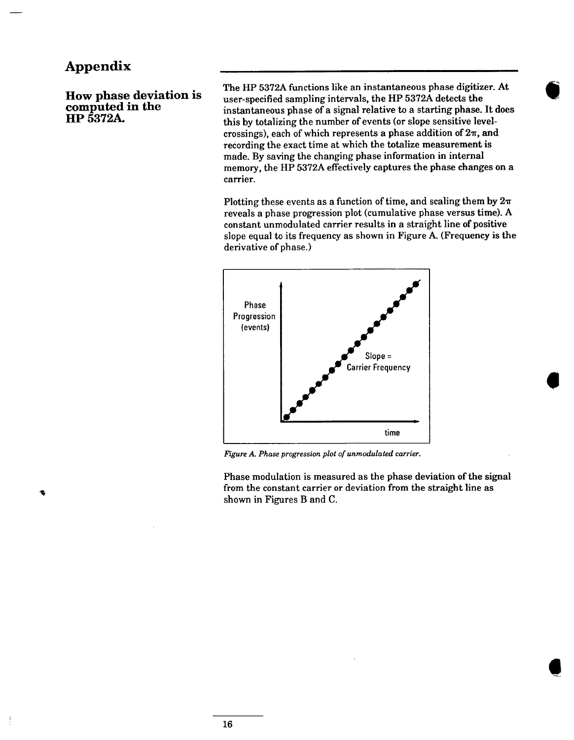# Appendix

## How phase deviation is computed in the HP 5372A.

The HP 5372A functions like an instantaneous phase digitizer. At user-specified sampling intervals, the HP 5372A detects the instantaneous phase of a signal relative to a starting phase. It does this by totalizing the number of events (or slope sensitive level-crossings), each of which represents a phase addition of $2\pi$, and recording the exact time at which the totalize measurement is made. By saving the changing phase information in internal memory, the HP 5372A effectively captures the phase changes on a carrier.

Plotting these events as a function of time, and scaling them by $2\pi$ reveals a phase progression plot (cumulative phase versus time). A constant unmodulated carrier results in a straight line of positive slope equal to its frequency as shown in Figure A. (Frequency is the derivative of phase.)

*Figure A. Phase progression plot of unmodulated carrier.*

Phase modulation is measured as the phase deviation of the signal from the constant carrier or deviation from the straight line as shown in Figures B and C.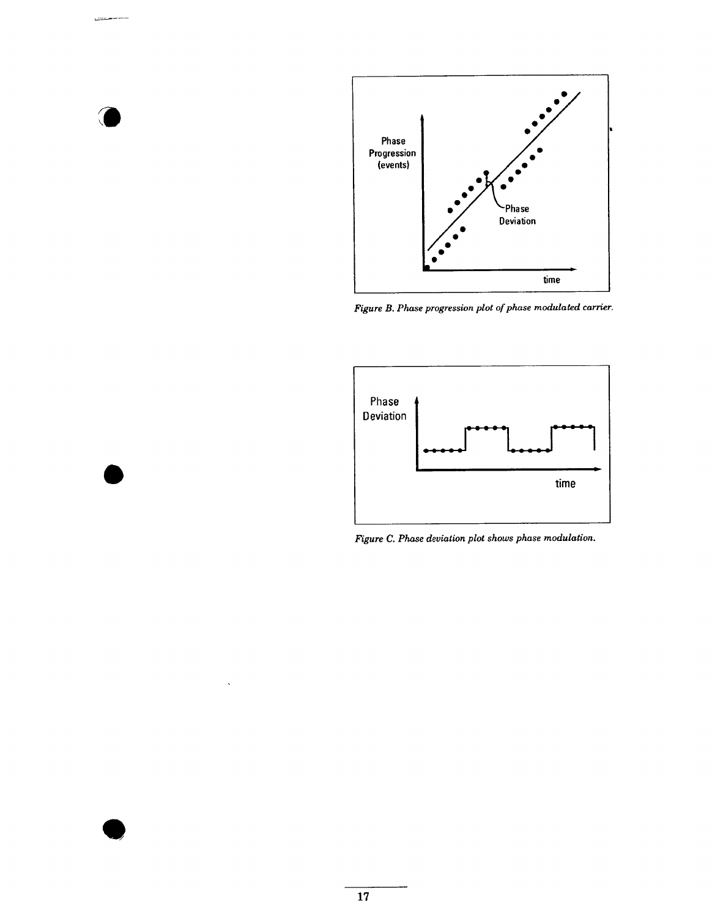Figure B. Phase progression plot of phase modulated carrier.

Figure C. Phase deviation plot shows phase modulation.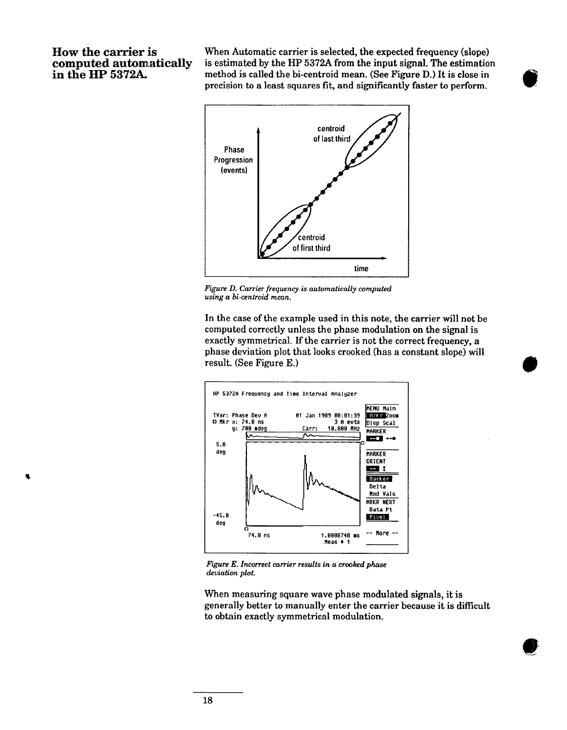## How the carrier is computed automatically in the HP 5372A.

When Automatic carrier is selected, the expected frequency (slope) is estimated by the HP 5372A from the input signal. The estimation method is called the bi-centroid mean. (See Figure D.) It is close in precision to a least squares fit, and significantly faster to perform.

*Figure D. Carrier frequency is automatically computed using a bi-centroid mean.*

In the case of the example used in this note, the carrier will not be computed correctly unless the phase modulation on the signal is exactly symmetrical. If the carrier is not the correct frequency, a phase deviation plot that looks crooked (has a constant slope) will result. (See Figure E.)

*Figure E. Incorrect carrier results in a crooked phase deviation plot.*

When measuring square wave phase modulated signals, it is generally better to manually enter the carrier because it is difficult to obtain exactly symmetrical modulation.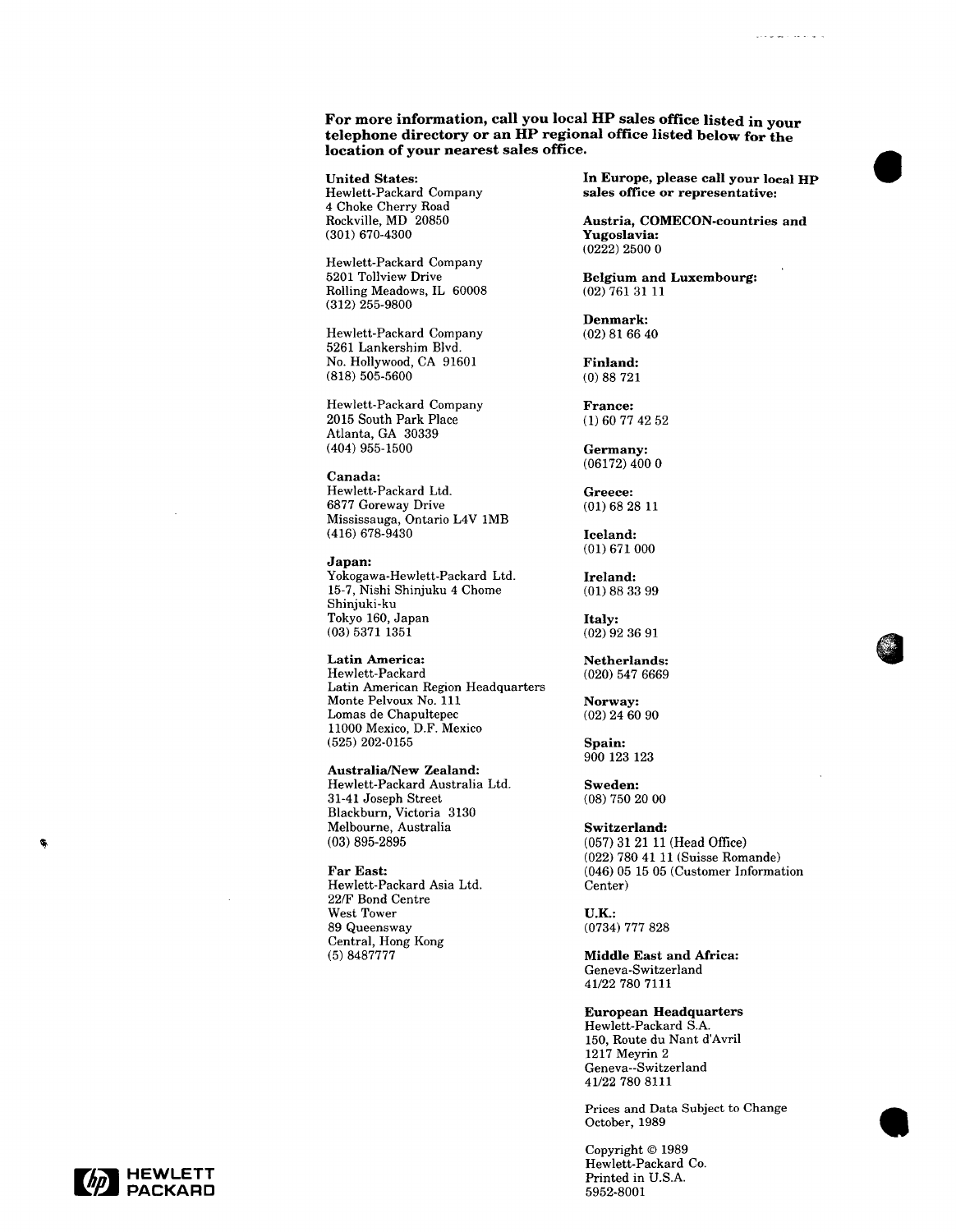**For more information, call you local HP sales office listed in your telephone directory or an HP regional office listed below for the location of your nearest sales office.**

**United States:**
Hewlett-Packard Company
4 Choke Cherry Road
Rockville, MD 20850
(301) 670-4300

Hewlett-Packard Company
5201 Tollview Drive
Rolling Meadows, IL 60008
(312) 255-9800

Hewlett-Packard Company
5261 Lankershim Blvd.
No. Hollywood, CA 91601
(818) 505-5600

Hewlett-Packard Company
2015 South Park Place
Atlanta, GA 30339
(404) 955-1500

**Canada:**
Hewlett-Packard Ltd.
6877 Goreway Drive
Mississauga, Ontario L4V 1MB
(416) 678-9430

**Japan:**
Yokogawa-Hewlett-Packard Ltd.
15-7, Nishi Shinjuku 4 Chome
Shinjuki-ku
Tokyo 160, Japan
(03) 5371 1351

**Latin America:**
Hewlett-Packard
Latin American Region Headquarters
Monte Pelvoux No. 111
Lomas de Chapultepec
11000 Mexico, D.F. Mexico
(525) 202-0155

**Australia/New Zealand:**
Hewlett-Packard Australia Ltd.
31-41 Joseph Street
Blackburn, Victoria 3130
Melbourne, Australia
(03) 895-2895

**Far East:**
Hewlett-Packard Asia Ltd.
22/F Bond Centre
West Tower
89 Queensway
Central, Hong Kong
(5) 8487777

**In Europe, please call your local HP sales office or representative:**

**Austria, COMECON-countries and Yugoslavia:**
(0222) 2500 0

**Belgium and Luxembourg:**
(02) 761 31 11

**Denmark:**
(02) 81 66 40

**Finland:**
(0) 88 721

**France:**
(1) 60 77 42 52

**Germany:**
(06172) 400 0

**Greece:**
(01) 68 28 11

**Iceland:**
(01) 671 000

**Ireland:**
(01) 88 33 99

**Italy:**
(02) 92 36 91

**Netherlands:**
(020) 547 6669

**Norway:**
(02) 24 60 90

**Spain:**
900 123 123

**Sweden:**
(08) 750 20 00

**Switzerland:**
(057) 31 21 11 (Head Office)
(022) 780 41 11 (Suisse Romande)
(046) 05 15 05 (Customer Information Center)

**U.K.:**
(0734) 777 828

**Middle East and Africa:**
Geneva-Switzerland
41/22 780 7111

**European Headquarters**
Hewlett-Packard S.A.
150, Route du Nant d'Avril
1217 Meyrin 2
Geneva--Switzerland
41/22 780 8111

Prices and Data Subject to Change
October, 1989

Copyright © 1989
Hewlett-Packard Co.
Printed in U.S.A.
5952-8001

HEWLETT PACKARD